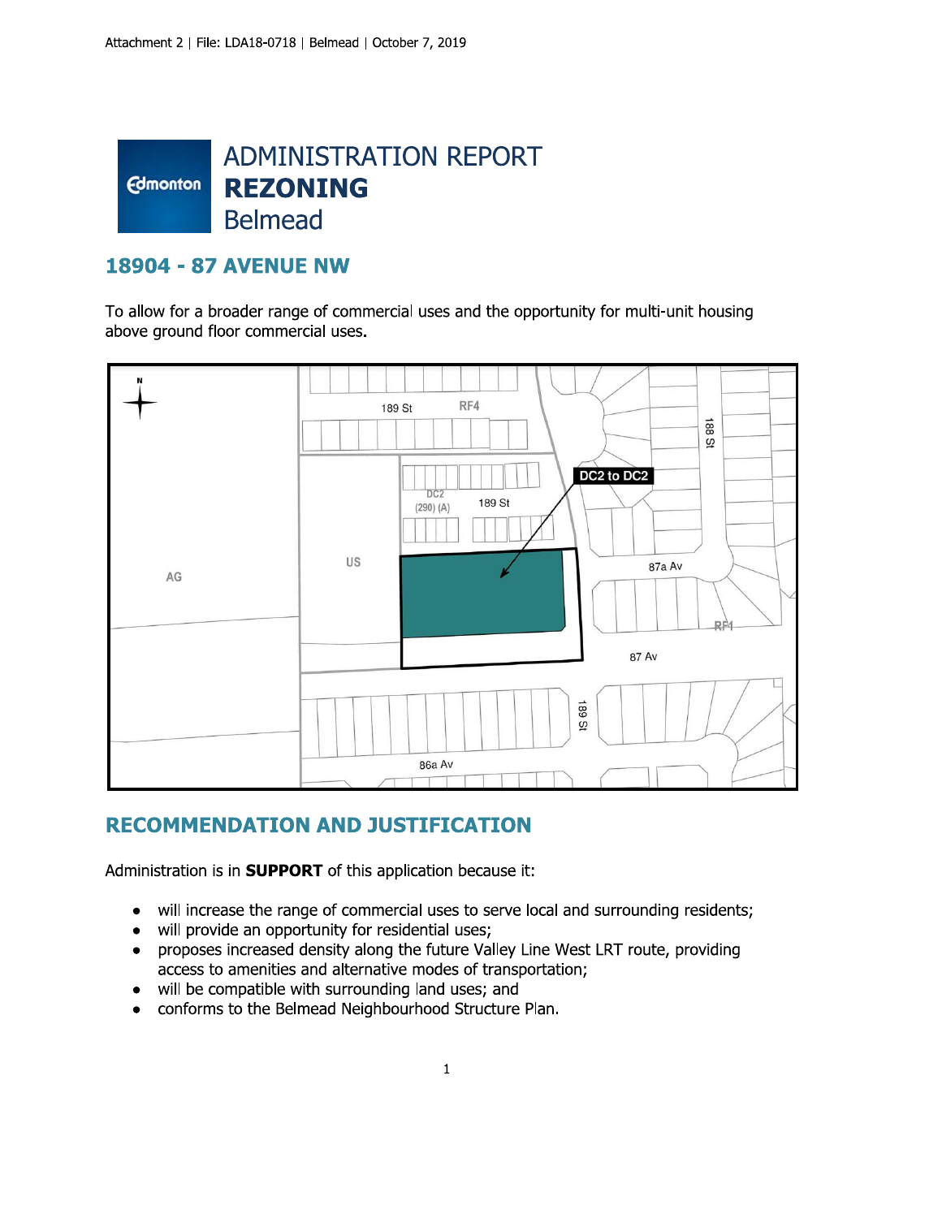# ADMINISTRATION REPORT
# REZONING
## Belmead

## 18904 - 87 AVENUE NW

To allow for a broader range of commercial uses and the opportunity for multi-unit housing above ground floor commercial uses.

## RECOMMENDATION AND JUSTIFICATION

Administration is in **SUPPORT** of this application because it:

- will increase the range of commercial uses to serve local and surrounding residents;
- will provide an opportunity for residential uses;
- proposes increased density along the future Valley Line West LRT route, providing access to amenities and alternative modes of transportation;
- will be compatible with surrounding land uses; and
- conforms to the Belmead Neighbourhood Structure Plan.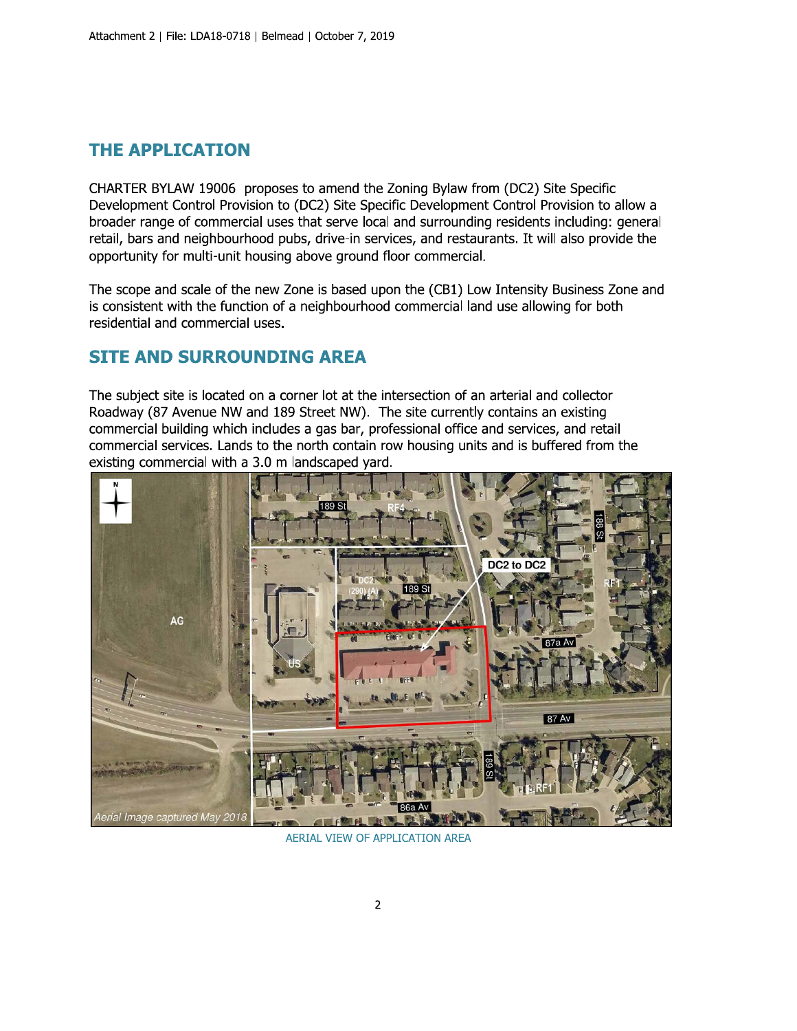## THE APPLICATION

CHARTER BYLAW 19006 proposes to amend the Zoning Bylaw from (DC2) Site Specific Development Control Provision to (DC2) Site Specific Development Control Provision to allow a broader range of commercial uses that serve local and surrounding residents including: general retail, bars and neighbourhood pubs, drive-in services, and restaurants. It will also provide the opportunity for multi-unit housing above ground floor commercial.

The scope and scale of the new Zone is based upon the (CB1) Low Intensity Business Zone and is consistent with the function of a neighbourhood commercial land use allowing for both residential and commercial uses.

## SITE AND SURROUNDING AREA

The subject site is located on a corner lot at the intersection of an arterial and collector Roadway (87 Avenue NW and 189 Street NW). The site currently contains an existing commercial building which includes a gas bar, professional office and services, and retail commercial services. Lands to the north contain row housing units and is buffered from the existing commercial with a 3.0 m landscaped yard.

AERIAL VIEW OF APPLICATION AREA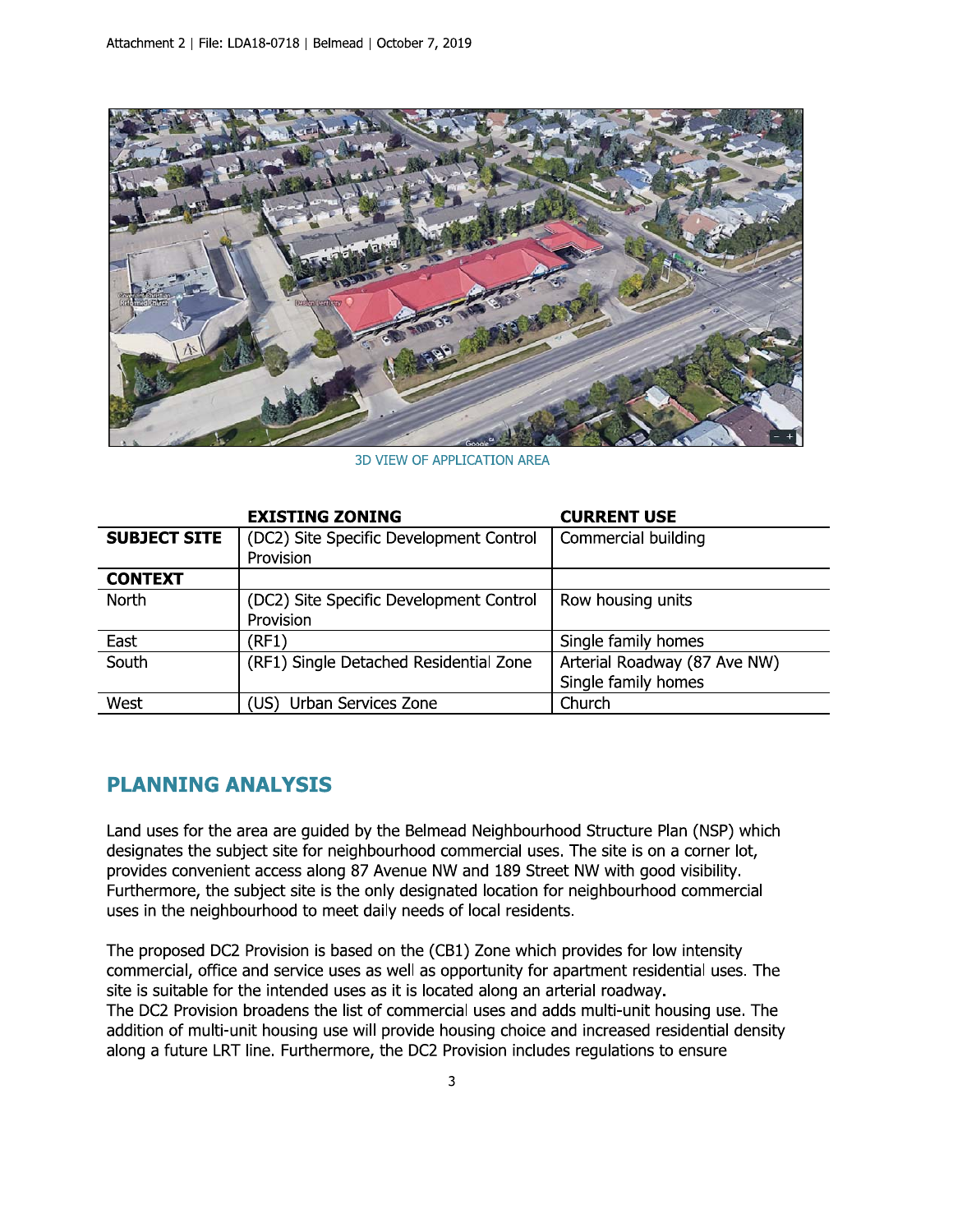3D VIEW OF APPLICATION AREA

| | EXISTING ZONING | CURRENT USE |
|---|---|---|
| **SUBJECT SITE** | (DC2) Site Specific Development Control Provision | Commercial building |
| **CONTEXT** | | |
| North | (DC2) Site Specific Development Control Provision | Row housing units |
| East | (RF1) | Single family homes |
| South | (RF1) Single Detached Residential Zone | Arterial Roadway (87 Ave NW) Single family homes |
| West | (US) Urban Services Zone | Church |

## PLANNING ANALYSIS

Land uses for the area are guided by the Belmead Neighbourhood Structure Plan (NSP) which designates the subject site for neighbourhood commercial uses. The site is on a corner lot, provides convenient access along 87 Avenue NW and 189 Street NW with good visibility. Furthermore, the subject site is the only designated location for neighbourhood commercial uses in the neighbourhood to meet daily needs of local residents.

The proposed DC2 Provision is based on the (CB1) Zone which provides for low intensity commercial, office and service uses as well as opportunity for apartment residential uses. The site is suitable for the intended uses as it is located along an arterial roadway.
The DC2 Provision broadens the list of commercial uses and adds multi-unit housing use. The addition of multi-unit housing use will provide housing choice and increased residential density along a future LRT line. Furthermore, the DC2 Provision includes regulations to ensure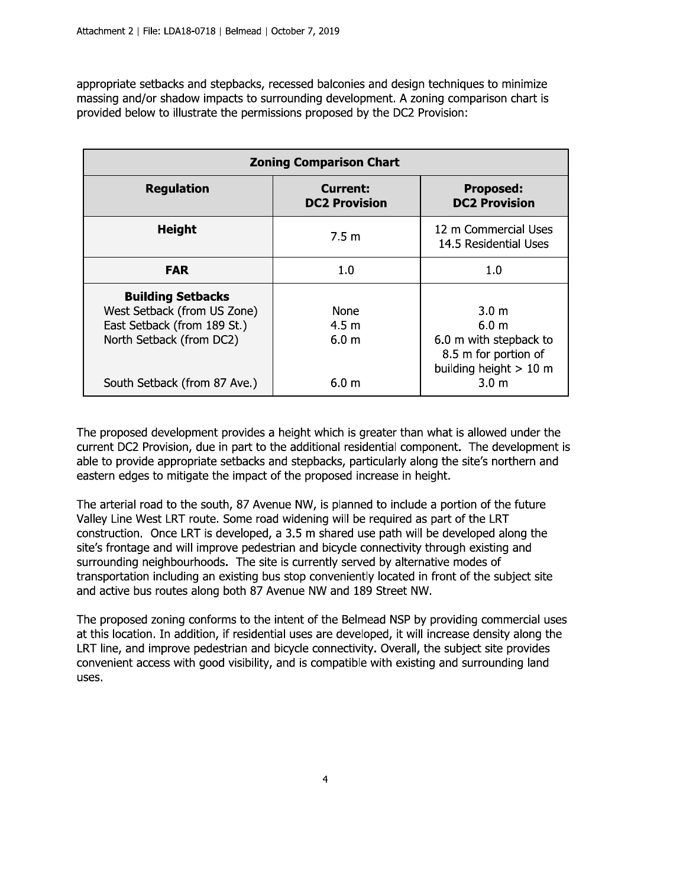appropriate setbacks and stepbacks, recessed balconies and design techniques to minimize massing and/or shadow impacts to surrounding development. A zoning comparison chart is provided below to illustrate the permissions proposed by the DC2 Provision:

| **Zoning Comparison Chart** | | |
|---|---|---|
| **Regulation** | **Current: DC2 Provision** | **Proposed: DC2 Provision** |
| **Height** | 7.5 m | 12 m Commercial Uses<br>14.5 Residential Uses |
| **FAR** | 1.0 | 1.0 |
| **Building Setbacks** | | |
| West Setback (from US Zone) | None | 3.0 m |
| East Setback (from 189 St.) | 4.5 m | 6.0 m |
| North Setback (from DC2) | 6.0 m | 6.0 m with stepback to 8.5 m for portion of building height > 10 m |
| South Setback (from 87 Ave.) | 6.0 m | 3.0 m |

The proposed development provides a height which is greater than what is allowed under the current DC2 Provision, due in part to the additional residential component. The development is able to provide appropriate setbacks and stepbacks, particularly along the site's northern and eastern edges to mitigate the impact of the proposed increase in height.

The arterial road to the south, 87 Avenue NW, is planned to include a portion of the future Valley Line West LRT route. Some road widening will be required as part of the LRT construction. Once LRT is developed, a 3.5 m shared use path will be developed along the site's frontage and will improve pedestrian and bicycle connectivity through existing and surrounding neighbourhoods. The site is currently served by alternative modes of transportation including an existing bus stop conveniently located in front of the subject site and active bus routes along both 87 Avenue NW and 189 Street NW.

The proposed zoning conforms to the intent of the Belmead NSP by providing commercial uses at this location. In addition, if residential uses are developed, it will increase density along the LRT line, and improve pedestrian and bicycle connectivity. Overall, the subject site provides convenient access with good visibility, and is compatible with existing and surrounding land uses.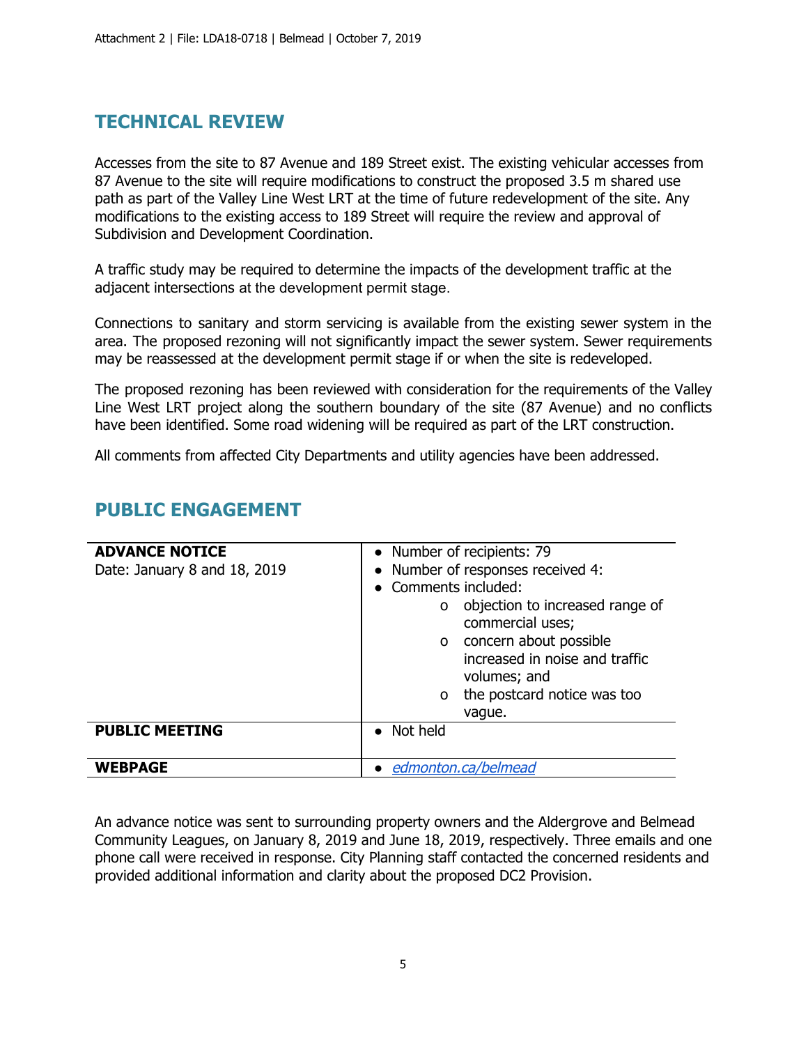## TECHNICAL REVIEW

Accesses from the site to 87 Avenue and 189 Street exist. The existing vehicular accesses from 87 Avenue to the site will require modifications to construct the proposed 3.5 m shared use path as part of the Valley Line West LRT at the time of future redevelopment of the site. Any modifications to the existing access to 189 Street will require the review and approval of Subdivision and Development Coordination.

A traffic study may be required to determine the impacts of the development traffic at the adjacent intersections at the development permit stage.

Connections to sanitary and storm servicing is available from the existing sewer system in the area. The proposed rezoning will not significantly impact the sewer system. Sewer requirements may be reassessed at the development permit stage if or when the site is redeveloped.

The proposed rezoning has been reviewed with consideration for the requirements of the Valley Line West LRT project along the southern boundary of the site (87 Avenue) and no conflicts have been identified. Some road widening will be required as part of the LRT construction.

All comments from affected City Departments and utility agencies have been addressed.

## PUBLIC ENGAGEMENT

| | |
|---|---|
| **ADVANCE NOTICE**<br>Date: January 8 and 18, 2019 | • Number of recipients: 79<br>• Number of responses received 4:<br>• Comments included:<br>  o objection to increased range of commercial uses;<br>  o concern about possible increased in noise and traffic volumes; and<br>  o the postcard notice was too vague. |
| **PUBLIC MEETING** | • Not held |
| **WEBPAGE** | • *edmonton.ca/belmead* |

An advance notice was sent to surrounding property owners and the Aldergrove and Belmead Community Leagues, on January 8, 2019 and June 18, 2019, respectively. Three emails and one phone call were received in response. City Planning staff contacted the concerned residents and provided additional information and clarity about the proposed DC2 Provision.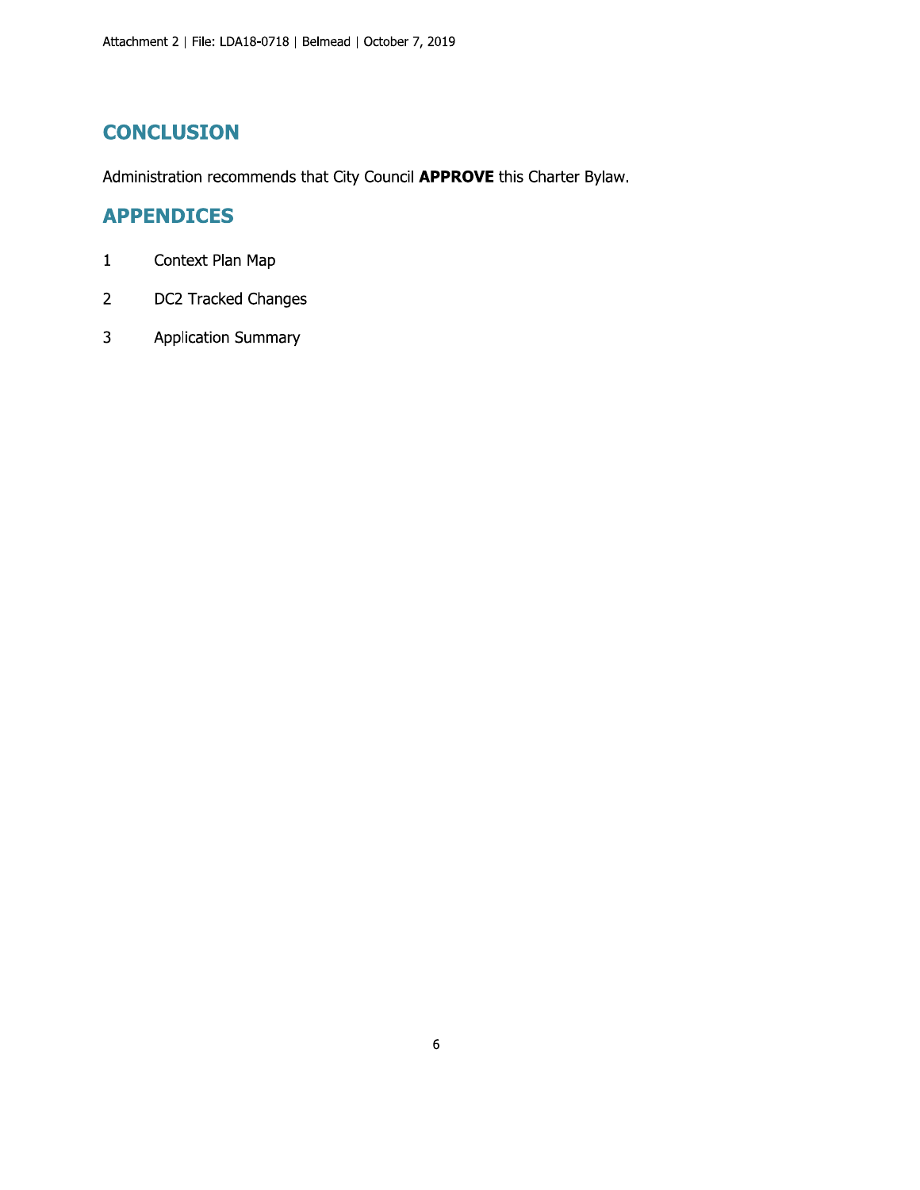## CONCLUSION

Administration recommends that City Council **APPROVE** this Charter Bylaw.

## APPENDICES

1. Context Plan Map
2. DC2 Tracked Changes
3. Application Summary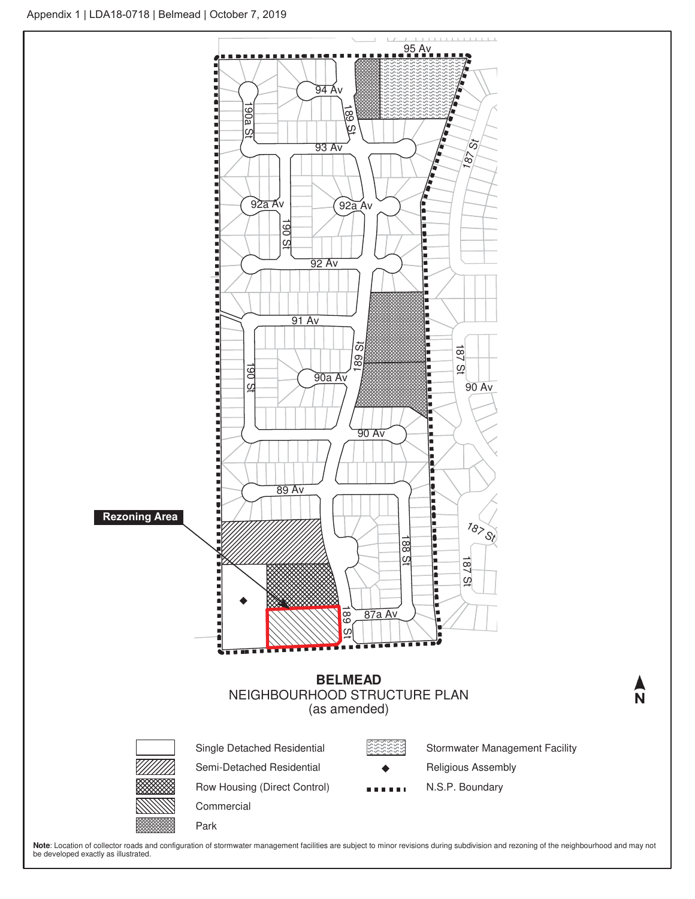Appendix 1 | LDA18-0718 | Belmead | October 7, 2019

95 Av

94 Av

190a St

189 St

93 Av

187 St

92a Av

92a Av

190 St

92 Av

91 Av

189 St

187 St

190 St

90a Av

90 Av

90 Av

89 Av

**Rezoning Area**

187 St

188 St

187 St

87a Av

189 St

**BELMEAD**

NEIGHBOURHOOD STRUCTURE PLAN
(as amended)

N

- Single Detached Residential
- Semi-Detached Residential
- Row Housing (Direct Control)
- Commercial
- Park
- Stormwater Management Facility
- Religious Assembly
- N.S.P. Boundary

**Note**: Location of collector roads and configuration of stormwater management facilities are subject to minor revisions during subdivision and rezoning of the neighbourhood and may not be developed exactly as illustrated.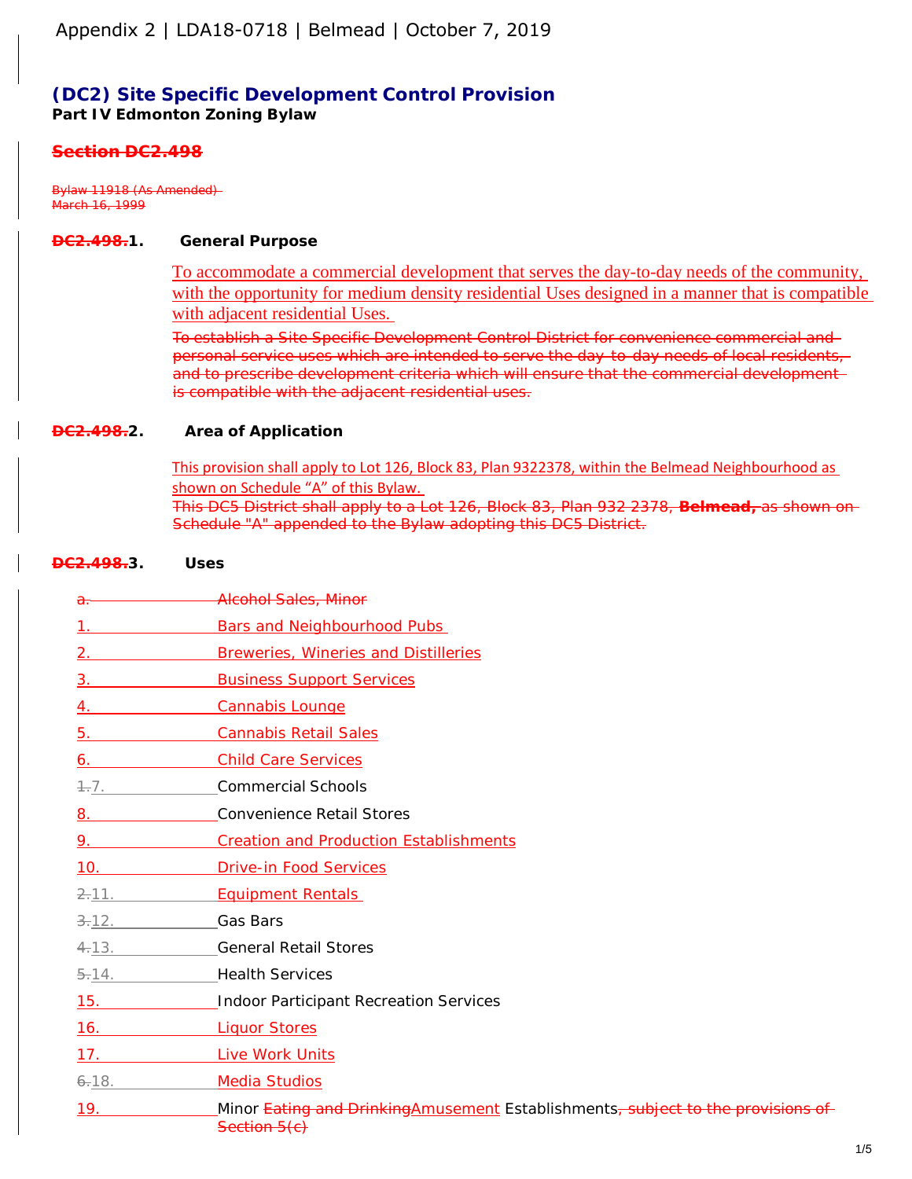Appendix 2 | LDA18-0718 | Belmead | October 7, 2019

# (DC2) Site Specific Development Control Provision

**Part IV Edmonton Zoning Bylaw**

## ~~Section DC2.498~~

~~Bylaw 11918 (As Amended)~~
~~March 16, 1999~~

### ~~DC2.498.~~1. General Purpose

To accommodate a commercial development that serves the day-to-day needs of the community, with the opportunity for medium density residential Uses designed in a manner that is compatible with adjacent residential Uses.

~~To establish a Site Specific Development Control District for convenience commercial and personal service uses which are intended to serve the day-to-day needs of local residents, and to prescribe development criteria which will ensure that the commercial development is compatible with the adjacent residential uses.~~

### ~~DC2.498.~~2. Area of Application

This provision shall apply to Lot 126, Block 83, Plan 9322378, within the Belmead Neighbourhood as shown on Schedule "A" of this Bylaw.

~~This DC5 District shall apply to a Lot 126, Block 83, Plan 932 2378, **Belmead,** as shown on Schedule "A" appended to the Bylaw adopting this DC5 District.~~

### ~~DC2.498.~~3. Uses

~~a. Alcohol Sales, Minor~~

1. Bars and Neighbourhood Pubs
2. Breweries, Wineries and Distilleries
3. Business Support Services
4. Cannabis Lounge
5. Cannabis Retail Sales
6. Child Care Services
7. ~~1.~~ Commercial Schools
8. Convenience Retail Stores
9. Creation and Production Establishments
10. Drive-in Food Services
11. ~~2.~~ Equipment Rentals
12. ~~3.~~ Gas Bars
13. ~~4.~~ General Retail Stores
14. ~~5.~~ Health Services
15. Indoor Participant Recreation Services
16. Liquor Stores
17. Live Work Units
18. ~~6.~~ Media Studios
19. Minor ~~Eating and Drinking~~Amusement Establishments~~, subject to the provisions of Section 5(c)~~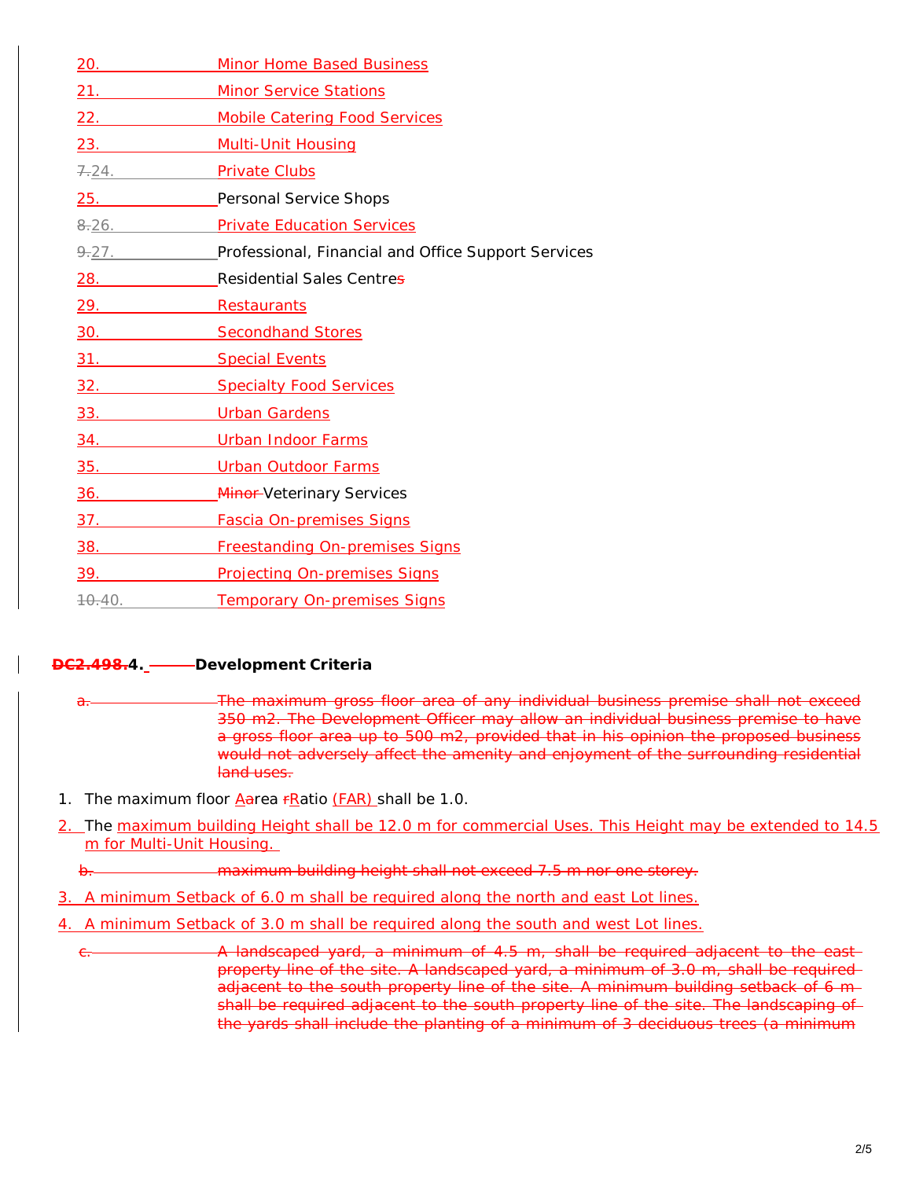20. Minor Home Based Business

21. Minor Service Stations

22. Mobile Catering Food Services

23. Multi-Unit Housing

~~7.~~24. Private Clubs

25. Personal Service Shops

~~8.~~26. Private Education Services

~~9.~~27. Professional, Financial and Office Support Services

28. Residential Sales Centre~~s~~

29. Restaurants

30. Secondhand Stores

31. Special Events

32. Specialty Food Services

33. Urban Gardens

34. Urban Indoor Farms

35. Urban Outdoor Farms

36. ~~Minor~~ Veterinary Services

37. Fascia On-premises Signs

38. Freestanding On-premises Signs

39. Projecting On-premises Signs

~~10.~~40. Temporary On-premises Signs

### ~~DC2.498.~~4. Development Criteria

~~a. The maximum gross floor area of any individual business premise shall not exceed 350 m2. The Development Officer may allow an individual business premise to have a gross floor area up to 500 m2, provided that in his opinion the proposed business would not adversely affect the amenity and enjoyment of the surrounding residential land uses.~~

1. The maximum floor ~~a~~Area ~~r~~Ratio (FAR) shall be 1.0.
2. The maximum building Height shall be 12.0 m for commercial Uses. This Height may be extended to 14.5 m for Multi-Unit Housing.

~~b. maximum building height shall not exceed 7.5 m nor one storey.~~

3. A minimum Setback of 6.0 m shall be required along the north and east Lot lines.
4. A minimum Setback of 3.0 m shall be required along the south and west Lot lines.

~~c. A landscaped yard, a minimum of 4.5 m, shall be required adjacent to the east property line of the site. A landscaped yard, a minimum of 3.0 m, shall be required adjacent to the south property line of the site. A minimum building setback of 6 m shall be required adjacent to the south property line of the site. The landscaping of the yards shall include the planting of a minimum of 3 deciduous trees (a minimum~~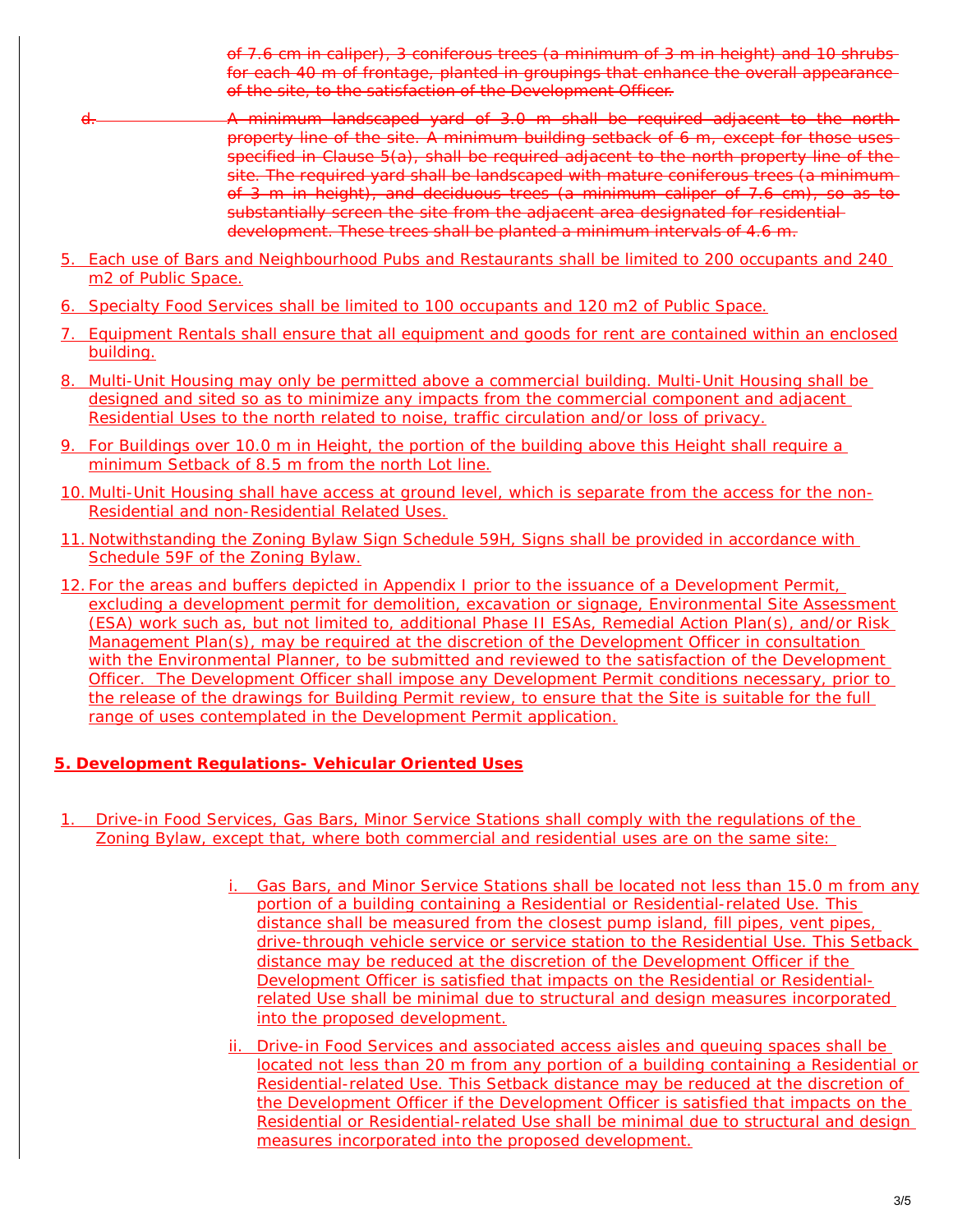~~of 7.6 cm in caliper), 3 coniferous trees (a minimum of 3 m in height) and 10 shrubs for each 40 m of frontage, planted in groupings that enhance the overall appearance of the site, to the satisfaction of the Development Officer.~~

~~d. A minimum landscaped yard of 3.0 m shall be required adjacent to the north property line of the site. A minimum building setback of 6 m, except for those uses specified in Clause 5(a), shall be required adjacent to the north property line of the site. The required yard shall be landscaped with mature coniferous trees (a minimum of 3 m in height), and deciduous trees (a minimum caliper of 7.6 cm), so as to substantially screen the site from the adjacent area designated for residential development. These trees shall be planted a minimum intervals of 4.6 m.~~

5. Each use of Bars and Neighbourhood Pubs and Restaurants shall be limited to 200 occupants and 240 m2 of Public Space.
6. Specialty Food Services shall be limited to 100 occupants and 120 m2 of Public Space.
7. Equipment Rentals shall ensure that all equipment and goods for rent are contained within an enclosed building.
8. Multi-Unit Housing may only be permitted above a commercial building. Multi-Unit Housing shall be designed and sited so as to minimize any impacts from the commercial component and adjacent Residential Uses to the north related to noise, traffic circulation and/or loss of privacy.
9. For Buildings over 10.0 m in Height, the portion of the building above this Height shall require a minimum Setback of 8.5 m from the north Lot line.
10. Multi-Unit Housing shall have access at ground level, which is separate from the access for the non-Residential and non-Residential Related Uses.
11. Notwithstanding the Zoning Bylaw Sign Schedule 59H, Signs shall be provided in accordance with Schedule 59F of the Zoning Bylaw.
12. For the areas and buffers depicted in Appendix I prior to the issuance of a Development Permit, excluding a development permit for demolition, excavation or signage, Environmental Site Assessment (ESA) work such as, but not limited to, additional Phase II ESAs, Remedial Action Plan(s), and/or Risk Management Plan(s), may be required at the discretion of the Development Officer in consultation with the Environmental Planner, to be submitted and reviewed to the satisfaction of the Development Officer. The Development Officer shall impose any Development Permit conditions necessary, prior to the release of the drawings for Building Permit review, to ensure that the Site is suitable for the full range of uses contemplated in the Development Permit application.

**5. Development Regulations- Vehicular Oriented Uses**

1. Drive-in Food Services, Gas Bars, Minor Service Stations shall comply with the regulations of the Zoning Bylaw, except that, where both commercial and residential uses are on the same site:
   i. Gas Bars, and Minor Service Stations shall be located not less than 15.0 m from any portion of a building containing a Residential or Residential-related Use. This distance shall be measured from the closest pump island, fill pipes, vent pipes, drive-through vehicle service or service station to the Residential Use. This Setback distance may be reduced at the discretion of the Development Officer if the Development Officer is satisfied that impacts on the Residential or Residential-related Use shall be minimal due to structural and design measures incorporated into the proposed development.
   ii. Drive-in Food Services and associated access aisles and queuing spaces shall be located not less than 20 m from any portion of a building containing a Residential or Residential-related Use. This Setback distance may be reduced at the discretion of the Development Officer if the Development Officer is satisfied that impacts on the Residential or Residential-related Use shall be minimal due to structural and design measures incorporated into the proposed development.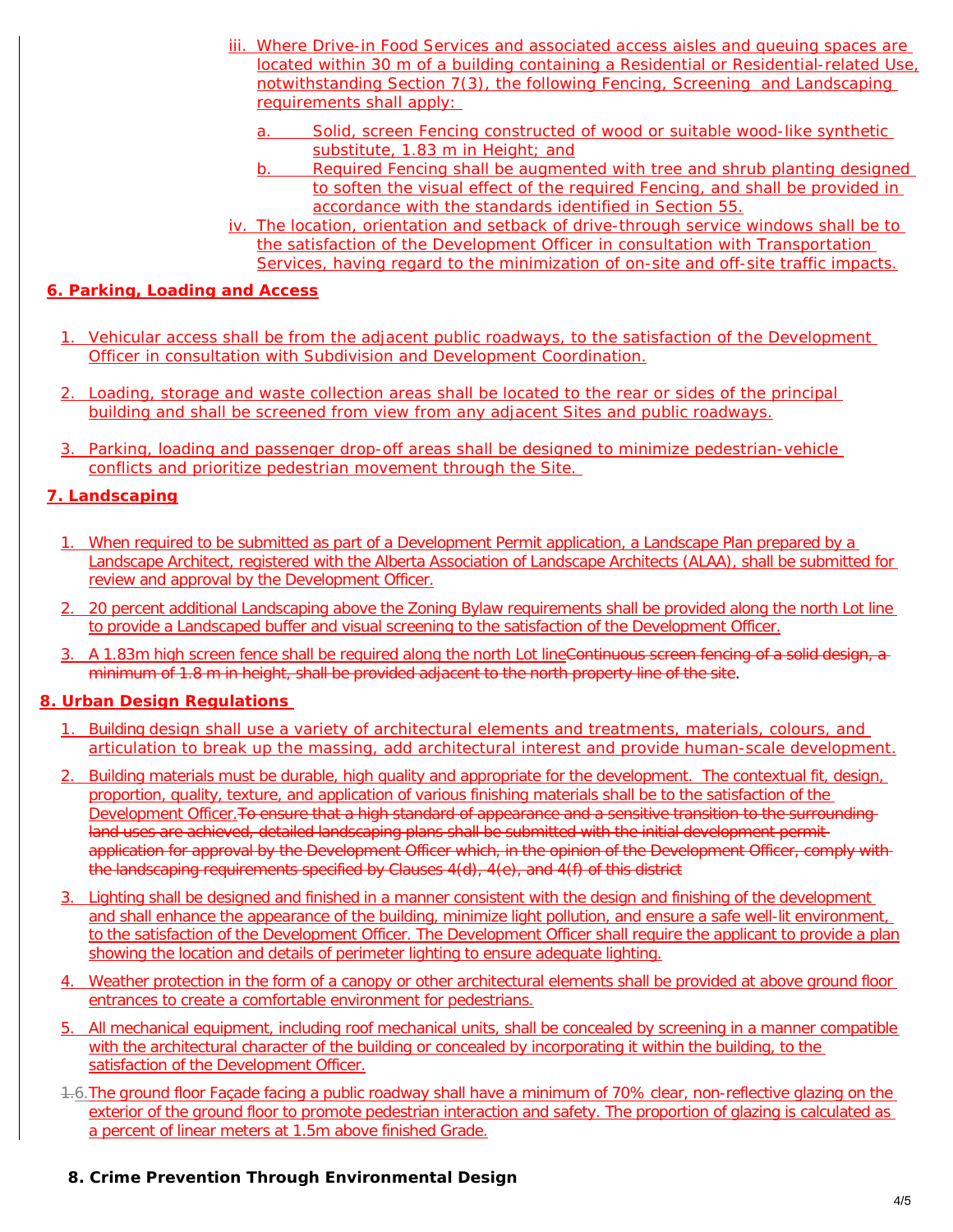iii. Where Drive-in Food Services and associated access aisles and queuing spaces are located within 30 m of a building containing a Residential or Residential-related Use, notwithstanding Section 7(3), the following Fencing, Screening and Landscaping requirements shall apply:

a. Solid, screen Fencing constructed of wood or suitable wood-like synthetic substitute, 1.83 m in Height; and

b. Required Fencing shall be augmented with tree and shrub planting designed to soften the visual effect of the required Fencing, and shall be provided in accordance with the standards identified in Section 55.

iv. The location, orientation and setback of drive-through service windows shall be to the satisfaction of the Development Officer in consultation with Transportation Services, having regard to the minimization of on-site and off-site traffic impacts.

**6. Parking, Loading and Access**

1. Vehicular access shall be from the adjacent public roadways, to the satisfaction of the Development Officer in consultation with Subdivision and Development Coordination.
2. Loading, storage and waste collection areas shall be located to the rear or sides of the principal building and shall be screened from view from any adjacent Sites and public roadways.
3. Parking, loading and passenger drop-off areas shall be designed to minimize pedestrian-vehicle conflicts and prioritize pedestrian movement through the Site.

**7. Landscaping**

1. When required to be submitted as part of a Development Permit application, a Landscape Plan prepared by a Landscape Architect, registered with the Alberta Association of Landscape Architects (ALAA), shall be submitted for review and approval by the Development Officer.
2. 20 percent additional Landscaping above the Zoning Bylaw requirements shall be provided along the north Lot line to provide a Landscaped buffer and visual screening to the satisfaction of the Development Officer.
3. A 1.83m high screen fence shall be required along the north Lot line~~Continuous screen fencing of a solid design, a minimum of 1.8 m in height, shall be provided adjacent to the north property line of the site~~.

**8. Urban Design Regulations**

1. Building design shall use a variety of architectural elements and treatments, materials, colours, and articulation to break up the massing, add architectural interest and provide human-scale development.
2. Building materials must be durable, high quality and appropriate for the development. The contextual fit, design, proportion, quality, texture, and application of various finishing materials shall be to the satisfaction of the Development Officer.~~To ensure that a high standard of appearance and a sensitive transition to the surrounding land uses are achieved, detailed landscaping plans shall be submitted with the initial development permit application for approval by the Development Officer which, in the opinion of the Development Officer, comply with the landscaping requirements specified by Clauses 4(d), 4(e), and 4(f) of this district~~
3. Lighting shall be designed and finished in a manner consistent with the design and finishing of the development and shall enhance the appearance of the building, minimize light pollution, and ensure a safe well-lit environment, to the satisfaction of the Development Officer. The Development Officer shall require the applicant to provide a plan showing the location and details of perimeter lighting to ensure adequate lighting.
4. Weather protection in the form of a canopy or other architectural elements shall be provided at above ground floor entrances to create a comfortable environment for pedestrians.
5. All mechanical equipment, including roof mechanical units, shall be concealed by screening in a manner compatible with the architectural character of the building or concealed by incorporating it within the building, to the satisfaction of the Development Officer.
6. ~~1.~~6. The ground floor Façade facing a public roadway shall have a minimum of 70% clear, non-reflective glazing on the exterior of the ground floor to promote pedestrian interaction and safety. The proportion of glazing is calculated as a percent of linear meters at 1.5m above finished Grade.

**8. Crime Prevention Through Environmental Design**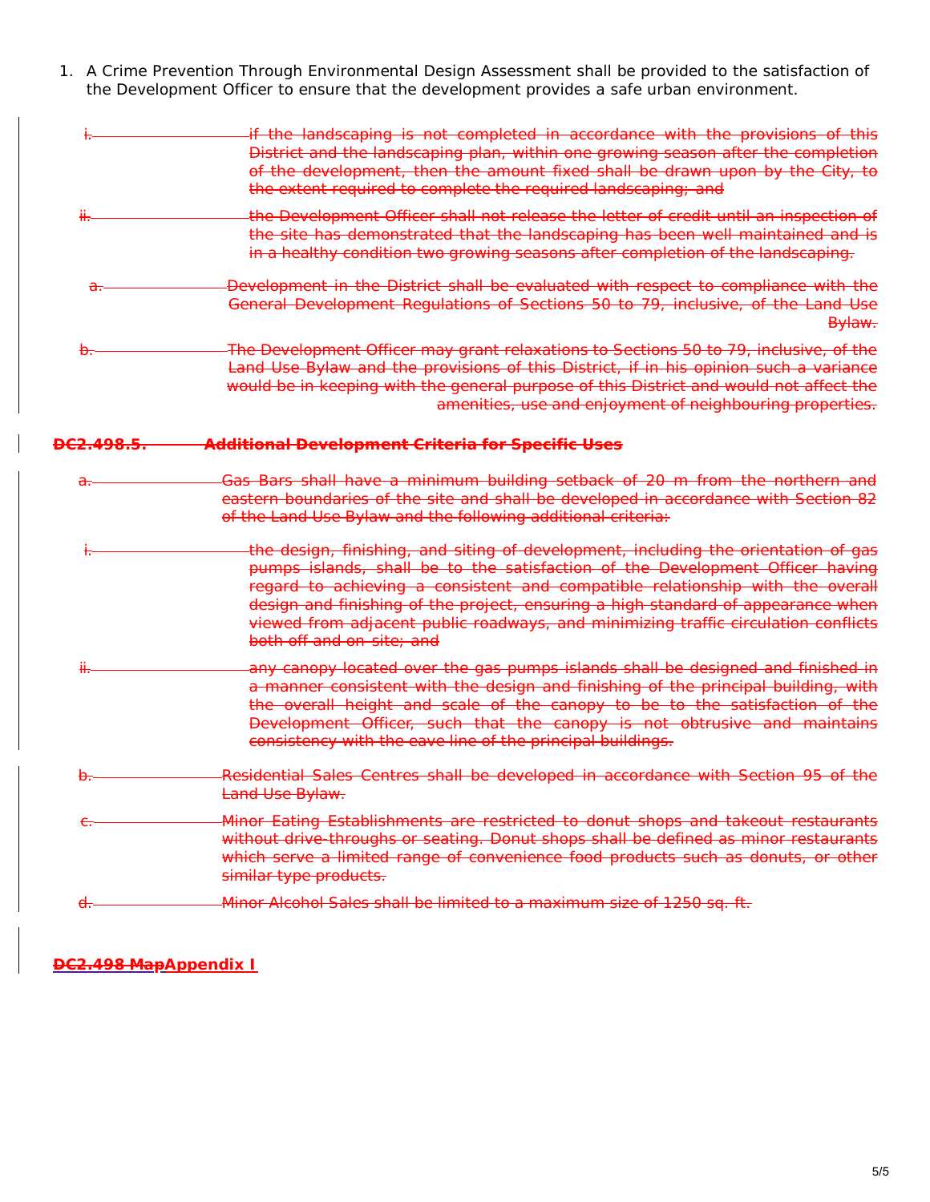1. A Crime Prevention Through Environmental Design Assessment shall be provided to the satisfaction of the Development Officer to ensure that the development provides a safe urban environment.

   i. ~~if the landscaping is not completed in accordance with the provisions of this District and the landscaping plan, within one growing season after the completion of the development, then the amount fixed shall be drawn upon by the City, to the extent required to complete the required landscaping; and~~

   ii. ~~the Development Officer shall not release the letter of credit until an inspection of the site has demonstrated that the landscaping has been well maintained and is in a healthy condition two growing seasons after completion of the landscaping.~~

   a. ~~Development in the District shall be evaluated with respect to compliance with the General Development Regulations of Sections 50 to 79, inclusive, of the Land Use Bylaw.~~

   b. ~~The Development Officer may grant relaxations to Sections 50 to 79, inclusive, of the Land Use Bylaw and the provisions of this District, if in his opinion such a variance would be in keeping with the general purpose of this District and would not affect the amenities, use and enjoyment of neighbouring properties.~~

**~~DC2.498.5. Additional Development Criteria for Specific Uses~~**

a. ~~Gas Bars shall have a minimum building setback of 20 m from the northern and eastern boundaries of the site and shall be developed in accordance with Section 82 of the Land Use Bylaw and the following additional criteria:~~

   i. ~~the design, finishing, and siting of development, including the orientation of gas pumps islands, shall be to the satisfaction of the Development Officer having regard to achieving a consistent and compatible relationship with the overall design and finishing of the project, ensuring a high standard of appearance when viewed from adjacent public roadways, and minimizing traffic circulation conflicts both off and on-site; and~~

   ii. ~~any canopy located over the gas pumps islands shall be designed and finished in a manner consistent with the design and finishing of the principal building, with the overall height and scale of the canopy to be to the satisfaction of the Development Officer, such that the canopy is not obtrusive and maintains consistency with the eave line of the principal buildings.~~

b. ~~Residential Sales Centres shall be developed in accordance with Section 95 of the Land Use Bylaw.~~

c. ~~Minor Eating Establishments are restricted to donut shops and takeout restaurants without drive-throughs or seating. Donut shops shall be defined as minor restaurants which serve a limited range of convenience food products such as donuts, or other similar type products.~~

d. ~~Minor Alcohol Sales shall be limited to a maximum size of 1250 sq. ft.~~

**~~DC2.498 Map~~Appendix I**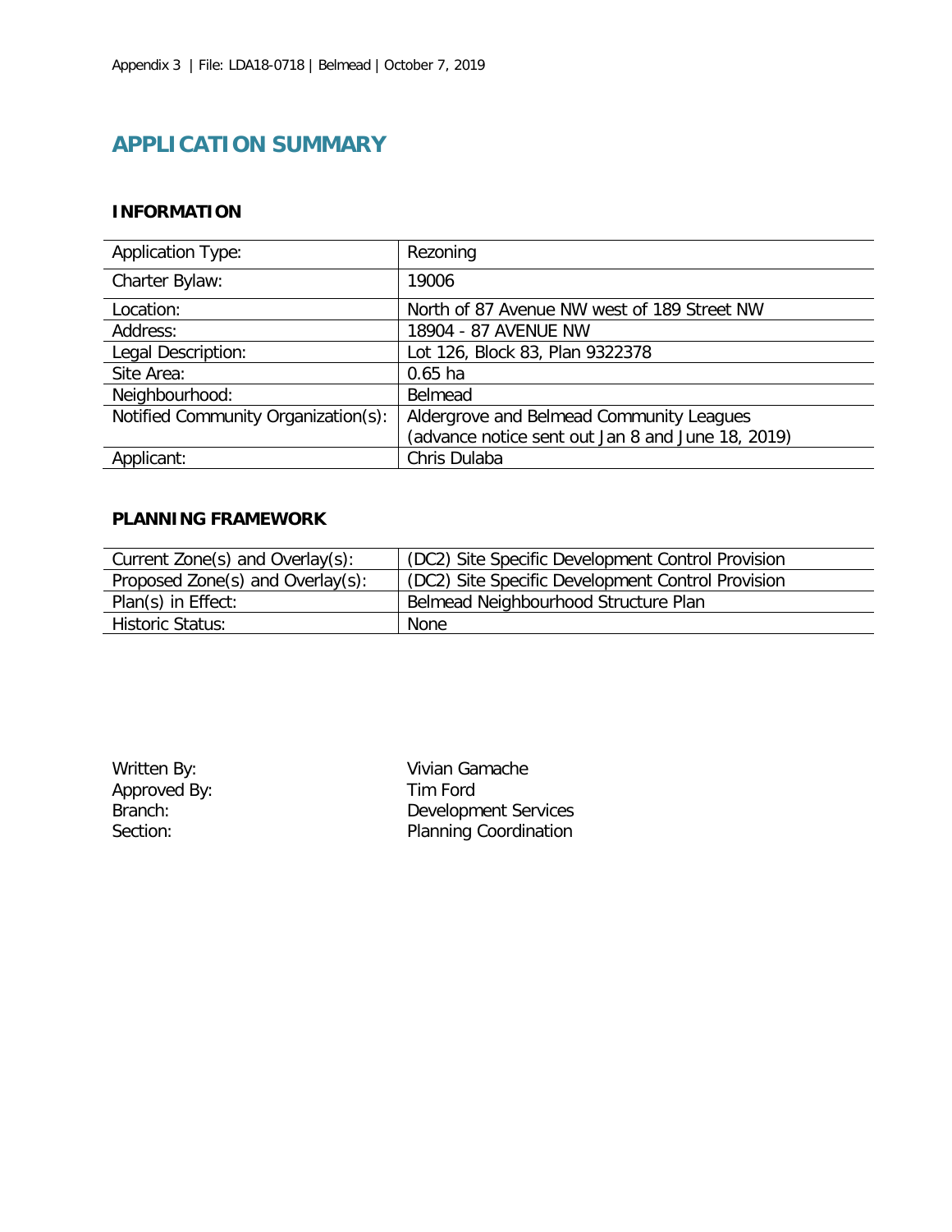# APPLICATION SUMMARY

## INFORMATION

| | |
|---|---|
| Application Type: | Rezoning |
| Charter Bylaw: | 19006 |
| Location: | North of 87 Avenue NW west of 189 Street NW |
| Address: | 18904 - 87 AVENUE NW |
| Legal Description: | Lot 126, Block 83, Plan 9322378 |
| Site Area: | 0.65 ha |
| Neighbourhood: | Belmead |
| Notified Community Organization(s): | Aldergrove and Belmead Community Leagues (advance notice sent out Jan 8 and June 18, 2019) |
| Applicant: | Chris Dulaba |

## PLANNING FRAMEWORK

| | |
|---|---|
| Current Zone(s) and Overlay(s): | (DC2) Site Specific Development Control Provision |
| Proposed Zone(s) and Overlay(s): | (DC2) Site Specific Development Control Provision |
| Plan(s) in Effect: | Belmead Neighbourhood Structure Plan |
| Historic Status: | None |

Written By: Vivian Gamache
Approved By: Tim Ford
Branch: Development Services
Section: Planning Coordination